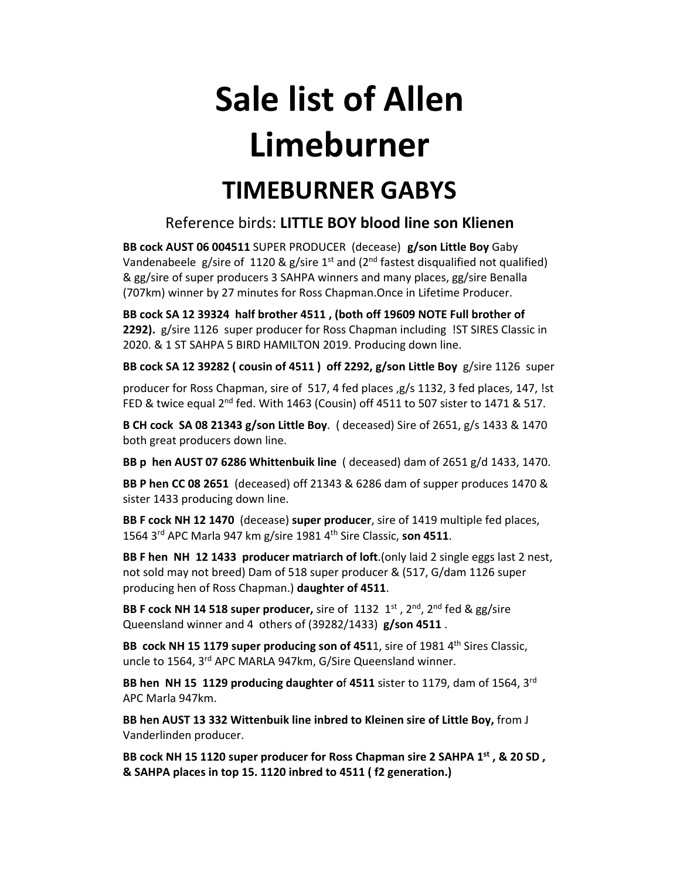# Sale list of Allen Limeburner

## TIMEBURNER GABYS

### Reference birds: **LITTLE BOY blood line son Klienen**

**BB cock AUST 06 004511** SUPER PRODUCER (decease) **g/son Little Boy** Gaby Vandenabeele g/sire of 1120 & g/sire 1st and (2nd fastest disqualified not qualified) & gg/sire of super producers 3 SAHPA winners and many places, gg/sire Benalla (707km) winner by 27 minutes for Ross Chapman.Once in Lifetime Producer.

**BB cock SA 12 39324 half brother 4511 , (both off 19609 NOTE Full brother of 2292).** g/sire 1126 super producer for Ross Chapman including !ST SIRES Classic in 2020. & 1 ST SAHPA 5 BIRD HAMILTON 2019. Producing down line.

**BB cock SA 12 39282 ( cousin of 4511 ) off 2292, g/son Little Boy** g/sire 1126 super producer for Ross Chapman, sire of 517, 4 fed places ,g/s 1132, 3 fed places, 147, !st FED & twice equal 2nd fed. With 1463 (Cousin) off 4511 to 507 sister to 1471 & 517.

**B CH cock SA 08 21343 g/son Little Boy**. ( deceased) Sire of 2651, g/s 1433 & 1470 both great producers down line.

**BB p hen AUST 07 6286 Whittenbuik line** ( deceased) dam of 2651 g/d 1433, 1470.

**BB P hen CC 08 2651** (deceased) off 21343 & 6286 dam of supper produces 1470 & sister 1433 producing down line.

**BB F cock NH 12 1470** (decease) **super producer**, sire of 1419 multiple fed places, 1564 3rd APC Marla 947 km g/sire 1981 4th Sire Classic, **son 4511**.

**BB F hen NH 12 1433 producer matriarch of loft**.(only laid 2 single eggs last 2 nest, not sold may not breed) Dam of 518 super producer & (517, G/dam 1126 super producing hen of Ross Chapman.) **daughter of 4511**.

**BB F cock NH 14 518 super producer,** sire of 1132 1st , 2nd, 2nd fed & gg/sire Queensland winner and 4 others of (39282/1433) **g/son 4511** .

**BB cock NH 15 1179 super producing son of 451**1, sire of 1981 4th Sires Classic, uncle to 1564, 3rd APC MARLA 947km, G/Sire Queensland winner.

**BB hen NH 15 1129 producing daughter o**f **4511** sister to 1179, dam of 1564, 3rd APC Marla 947km.

**BB hen AUST 13 332 Wittenbuik line inbred to Kleinen sire of Little Boy,** from J Vanderlinden producer.

**BB cock NH 15 1120 super producer for Ross Chapman sire 2 SAHPA 1st , & 20 SD , & SAHPA places in top 15. 1120 inbred to 4511 ( f2 generation.)**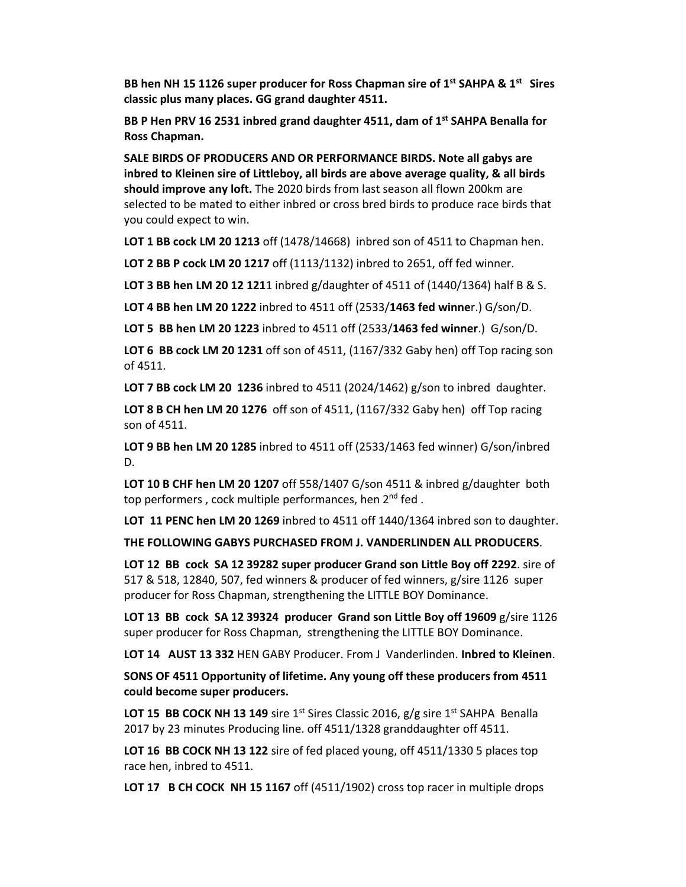**BB hen NH 15 1126 super producer for Ross Chapman sire of 1st SAHPA & 1st Sires classic plus many places. GG grand daughter 4511.**

**BB P Hen PRV 16 2531 inbred grand daughter 4511, dam of 1st SAHPA Benalla for Ross Chapman.**

**SALE BIRDS OF PRODUCERS AND OR PERFORMANCE BIRDS. Note all gabys are inbred to Kleinen sire of Littleboy, all birds are above average quality, & all birds should improve any loft.** The 2020 birds from last season all flown 200km are selected to be mated to either inbred or cross bred birds to produce race birds that you could expect to win.

**LOT 1 BB cock LM 20 1213** off (1478/14668) inbred son of 4511 to Chapman hen.

**LOT 2 BB P cock LM 20 1217** off (1113/1132) inbred to 2651, off fed winner.

**LOT 3 BB hen LM 20 12 121**1 inbred g/daughter of 4511 of (1440/1364) half B & S.

**LOT 4 BB hen LM 20 1222** inbred to 4511 off (2533/**1463 fed winne**r.) G/son/D.

**LOT 5 BB hen LM 20 1223** inbred to 4511 off (2533/**1463 fed winner**.) G/son/D.

**LOT 6 BB cock LM 20 1231** off son of 4511, (1167/332 Gaby hen) off Top racing son of 4511.

**LOT 7 BB cock LM 20 1236** inbred to 4511 (2024/1462) g/son to inbred daughter.

**LOT 8 B CH hen LM 20 1276** off son of 4511, (1167/332 Gaby hen) off Top racing son of 4511.

**LOT 9 BB hen LM 20 1285** inbred to 4511 off (2533/1463 fed winner) G/son/inbred D.

**LOT 10 B CHF hen LM 20 1207** off 558/1407 G/son 4511 & inbred g/daughter both top performers , cock multiple performances, hen 2nd fed .

**LOT 11 PENC hen LM 20 1269** inbred to 4511 off 1440/1364 inbred son to daughter.

**THE FOLLOWING GABYS PURCHASED FROM J. VANDERLINDEN ALL PRODUCERS**.

**LOT 12 BB cock SA 12 39282 super producer Grand son Little Boy off 2292**. sire of 517 & 518, 12840, 507, fed winners & producer of fed winners, g/sire 1126 super producer for Ross Chapman, strengthening the LITTLE BOY Dominance.

**LOT 13 BB cock SA 12 39324 producer Grand son Little Boy off 19609** g/sire 1126 super producer for Ross Chapman, strengthening the LITTLE BOY Dominance.

**LOT 14 AUST 13 332** HEN GABY Producer. From J Vanderlinden. **Inbred to Kleinen**.

**SONS OF 4511 Opportunity of lifetime. Any young off these producers from 4511 could become super producers.**

**LOT 15 BB COCK NH 13 149** sire 1st Sires Classic 2016, g/g sire 1st SAHPA Benalla 2017 by 23 minutes Producing line. off 4511/1328 granddaughter off 4511.

**LOT 16 BB COCK NH 13 122** sire of fed placed young, off 4511/1330 5 places top race hen, inbred to 4511.

**LOT 17 B CH COCK NH 15 1167** off (4511/1902) cross top racer in multiple drops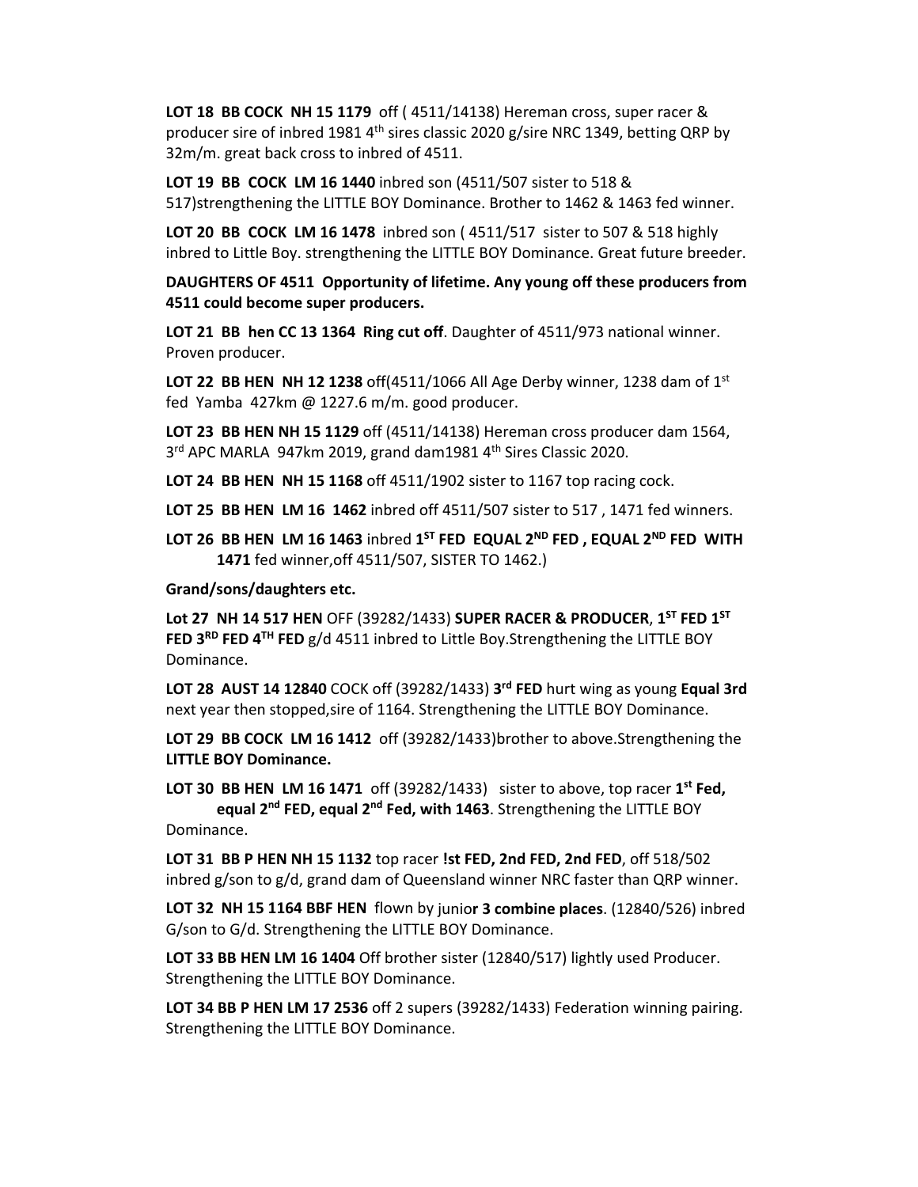**LOT 18 BB COCK NH 15 1179** off ( 4511/14138) Hereman cross, super racer & producer sire of inbred 1981 4th sires classic 2020 g/sire NRC 1349, betting QRP by 32m/m. great back cross to inbred of 4511.

**LOT 19 BB COCK LM 16 1440** inbred son (4511/507 sister to 518 & 517)strengthening the LITTLE BOY Dominance. Brother to 1462 & 1463 fed winner.

**LOT 20 BB COCK LM 16 1478** inbred son ( 4511/517 sister to 507 & 518 highly inbred to Little Boy. strengthening the LITTLE BOY Dominance. Great future breeder.

**DAUGHTERS OF 4511 Opportunity of lifetime. Any young off these producers from 4511 could become super producers.**

**LOT 21 BB hen CC 13 1364 Ring cut off**. Daughter of 4511/973 national winner. Proven producer.

**LOT 22 BB HEN NH 12 1238** off(4511/1066 All Age Derby winner, 1238 dam of 1st fed Yamba 427km @ 1227.6 m/m. good producer.

**LOT 23 BB HEN NH 15 1129** off (4511/14138) Hereman cross producer dam 1564, 3rd APC MARLA 947km 2019, grand dam1981 4th Sires Classic 2020.

**LOT 24 BB HEN NH 15 1168** off 4511/1902 sister to 1167 top racing cock.

**LOT 25 BB HEN LM 16 1462** inbred off 4511/507 sister to 517 , 1471 fed winners.

**LOT 26 BB HEN LM 16 1463** inbred **1ST FED EQUAL 2ND FED , EQUAL 2ND FED WITH 1471** fed winner,off 4511/507, SISTER TO 1462.)

**Grand/sons/daughters etc.**

**Lot 27 NH 14 517 HEN** OFF (39282/1433) **SUPER RACER & PRODUCER**, **1ST FED 1ST FED 3RD FED 4TH FED** g/d 4511 inbred to Little Boy.Strengthening the LITTLE BOY Dominance.

**LOT 28 AUST 14 12840** COCK off (39282/1433) **3rd FED** hurt wing as young **Equal 3rd** next year then stopped,sire of 1164. Strengthening the LITTLE BOY Dominance.

**LOT 29 BB COCK LM 16 1412** off (39282/1433)brother to above.Strengthening the **LITTLE BOY Dominance.**

**LOT 30 BB HEN LM 16 1471** off (39282/1433) sister to above, top racer **1st Fed, equal 2nd FED, equal 2nd Fed, with 1463**. Strengthening the LITTLE BOY Dominance.

**LOT 31 BB P HEN NH 15 1132** top racer **!st FED, 2nd FED, 2nd FED**, off 518/502 inbred g/son to g/d, grand dam of Queensland winner NRC faster than QRP winner.

**LOT 32 NH 15 1164 BBF HEN** flown by junio**r 3 combine places**. (12840/526) inbred G/son to G/d. Strengthening the LITTLE BOY Dominance.

**LOT 33 BB HEN LM 16 1404** Off brother sister (12840/517) lightly used Producer. Strengthening the LITTLE BOY Dominance.

**LOT 34 BB P HEN LM 17 2536** off 2 supers (39282/1433) Federation winning pairing. Strengthening the LITTLE BOY Dominance.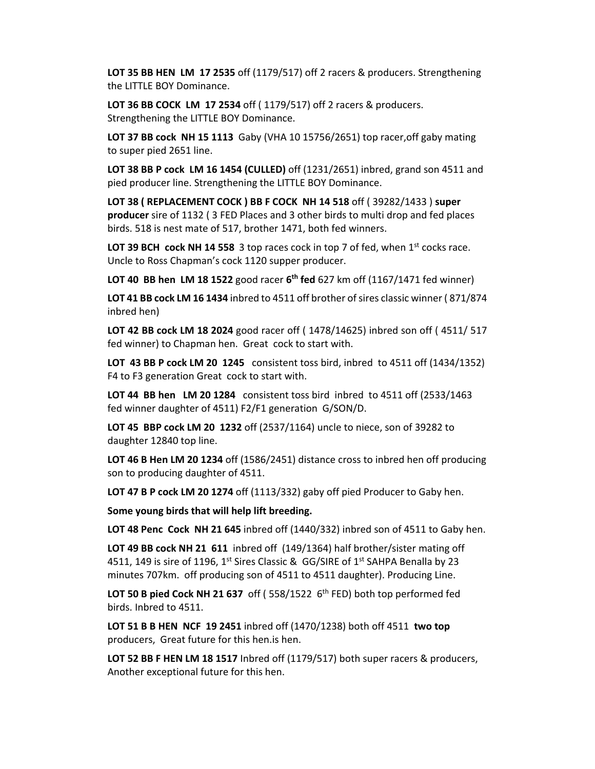**LOT 35 BB HEN LM 17 2535** off (1179/517) off 2 racers & producers. Strengthening the LITTLE BOY Dominance.

**LOT 36 BB COCK LM 17 2534** off ( 1179/517) off 2 racers & producers. Strengthening the LITTLE BOY Dominance.

**LOT 37 BB cock NH 15 1113** Gaby (VHA 10 15756/2651) top racer,off gaby mating to super pied 2651 line.

**LOT 38 BB P cock LM 16 1454 (CULLED)** off (1231/2651) inbred, grand son 4511 and pied producer line. Strengthening the LITTLE BOY Dominance.

**LOT 38 ( REPLACEMENT COCK ) BB F COCK NH 14 518** off ( 39282/1433 ) **super producer** sire of 1132 ( 3 FED Places and 3 other birds to multi drop and fed places birds. 518 is nest mate of 517, brother 1471, both fed winners.

**LOT 39 BCH cock NH 14 558** 3 top races cock in top 7 of fed, when 1st cocks race. Uncle to Ross Chapman's cock 1120 supper producer.

**LOT 40 BB hen LM 18 1522** good racer **6th fed** 627 km off (1167/1471 fed winner)

**LOT 41 BB cock LM 16 1434** inbred to 4511 off brother of sires classic winner ( 871/874 inbred hen)

**LOT 42 BB cock LM 18 2024** good racer off ( 1478/14625) inbred son off ( 4511/ 517 fed winner) to Chapman hen. Great cock to start with.

**LOT 43 BB P cock LM 20 1245** consistent toss bird, inbred to 4511 off (1434/1352) F4 to F3 generation Great cock to start with.

**LOT 44 BB hen LM 20 1284** consistent toss bird inbred to 4511 off (2533/1463 fed winner daughter of 4511) F2/F1 generation G/SON/D.

**LOT 45 BBP cock LM 20 1232** off (2537/1164) uncle to niece, son of 39282 to daughter 12840 top line.

**LOT 46 B Hen LM 20 1234** off (1586/2451) distance cross to inbred hen off producing son to producing daughter of 4511.

**LOT 47 B P cock LM 20 1274** off (1113/332) gaby off pied Producer to Gaby hen.

**Some young birds that will help lift breeding.**

**LOT 48 Penc Cock NH 21 645** inbred off (1440/332) inbred son of 4511 to Gaby hen.

**LOT 49 BB cock NH 21 611** inbred off (149/1364) half brother/sister mating off 4511, 149 is sire of 1196, 1st Sires Classic & GG/SIRE of 1st SAHPA Benalla by 23 minutes 707km. off producing son of 4511 to 4511 daughter). Producing Line.

**LOT 50 B pied Cock NH 21 637** off ( 558/1522 6th FED) both top performed fed birds. Inbred to 4511.

**LOT 51 B B HEN NCF 19 2451** inbred off (1470/1238) both off 4511 **two top** producers, Great future for this hen.is hen.

**LOT 52 BB F HEN LM 18 1517** Inbred off (1179/517) both super racers & producers, Another exceptional future for this hen.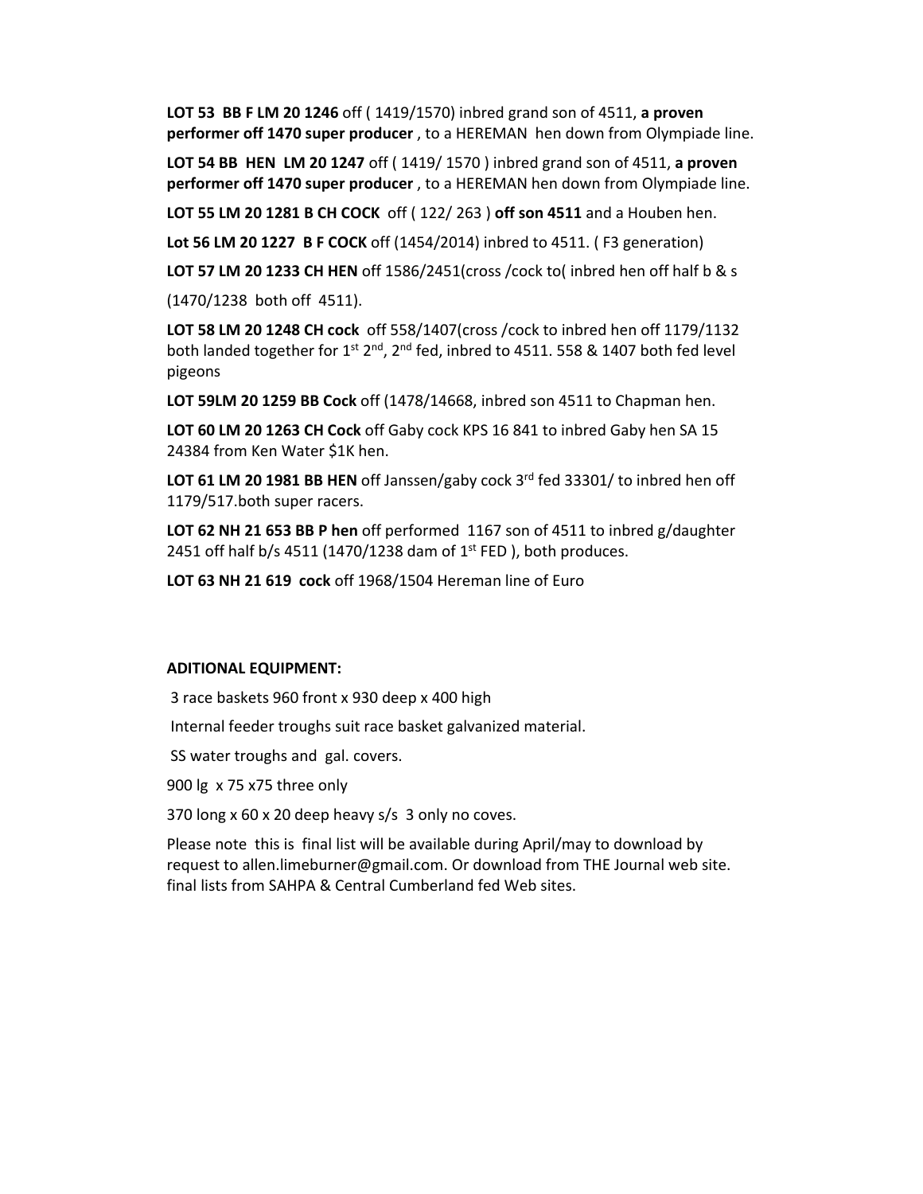**LOT 53 BB F LM 20 1246** off ( 1419/1570) inbred grand son of 4511, **a proven performer off 1470 super producer** , to a HEREMAN hen down from Olympiade line.

**LOT 54 BB HEN LM 20 1247** off ( 1419/ 1570 ) inbred grand son of 4511, **a proven performer off 1470 super producer** , to a HEREMAN hen down from Olympiade line.

**LOT 55 LM 20 1281 B CH COCK** off ( 122/ 263 ) **off son 4511** and a Houben hen.

**Lot 56 LM 20 1227 B F COCK** off (1454/2014) inbred to 4511. ( F3 generation)

**LOT 57 LM 20 1233 CH HEN** off 1586/2451(cross /cock to( inbred hen off half b & s

(1470/1238 both off 4511).

**LOT 58 LM 20 1248 CH cock** off 558/1407(cross /cock to inbred hen off 1179/1132 both landed together for 1st 2nd, 2nd fed, inbred to 4511. 558 & 1407 both fed level pigeons

**LOT 59LM 20 1259 BB Cock** off (1478/14668, inbred son 4511 to Chapman hen.

**LOT 60 LM 20 1263 CH Cock** off Gaby cock KPS 16 841 to inbred Gaby hen SA 15 24384 from Ken Water $1K hen.

**LOT 61 LM 20 1981 BB HEN** off Janssen/gaby cock 3rd fed 33301/ to inbred hen off 1179/517.both super racers.

**LOT 62 NH 21 653 BB P hen** off performed 1167 son of 4511 to inbred g/daughter 2451 off half b/s 4511 (1470/1238 dam of 1st FED ), both produces.

**LOT 63 NH 21 619 cock** off 1968/1504 Hereman line of Euro

**ADITIONAL EQUIPMENT:**

3 race baskets 960 front x 930 deep x 400 high

Internal feeder troughs suit race basket galvanized material.

SS water troughs and gal. covers.

900 lg x 75 x75 three only

370 long x 60 x 20 deep heavy s/s 3 only no coves.

Please note this is final list will be available during April/may to download by request to allen.limeburner@gmail.com. Or download from THE Journal web site. final lists from SAHPA & Central Cumberland fed Web sites.